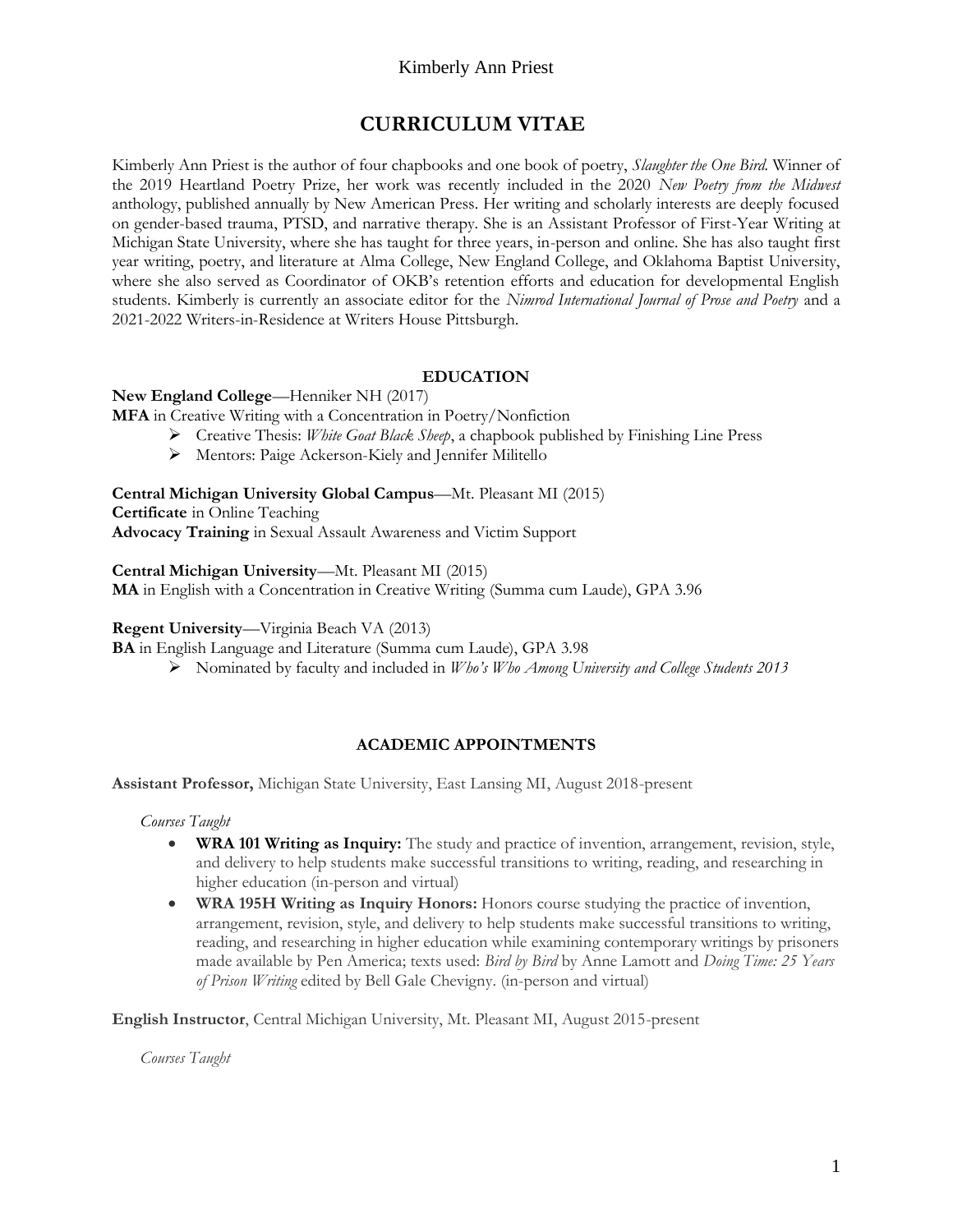Kimberly Ann Priest

# CURRICULUM VITAE

Kimberly Ann Priest is the author of four chapbooks and one book of poetry, *Slaughter the One Bird*. Winner of the 2019 Heartland Poetry Prize, her work was recently included in the 2020 *New Poetry from the Midwest* anthology, published annually by New American Press. Her writing and scholarly interests are deeply focused on gender-based trauma, PTSD, and narrative therapy. She is an Assistant Professor of First-Year Writing at Michigan State University, where she has taught for three years, in-person and online. She has also taught first year writing, poetry, and literature at Alma College, New England College, and Oklahoma Baptist University, where she also served as Coordinator of OKB's retention efforts and education for developmental English students. Kimberly is currently an associate editor for the *Nimrod International Journal of Prose and Poetry* and a 2021-2022 Writers-in-Residence at Writers House Pittsburgh.

## EDUCATION

**New England College**—Henniker NH (2017)
**MFA** in Creative Writing with a Concentration in Poetry/Nonfiction

- Creative Thesis: *White Goat Black Sheep*, a chapbook published by Finishing Line Press
- Mentors: Paige Ackerson-Kiely and Jennifer Militello

**Central Michigan University Global Campus**—Mt. Pleasant MI (2015)
**Certificate** in Online Teaching
**Advocacy Training** in Sexual Assault Awareness and Victim Support

**Central Michigan University**—Mt. Pleasant MI (2015)
**MA** in English with a Concentration in Creative Writing (Summa cum Laude), GPA 3.96

**Regent University**—Virginia Beach VA (2013)
**BA** in English Language and Literature (Summa cum Laude), GPA 3.98

- Nominated by faculty and included in *Who's Who Among University and College Students 2013*

## ACADEMIC APPOINTMENTS

**Assistant Professor,** Michigan State University, East Lansing MI, August 2018-present

*Courses Taught*

- **WRA 101 Writing as Inquiry:** The study and practice of invention, arrangement, revision, style, and delivery to help students make successful transitions to writing, reading, and researching in higher education (in-person and virtual)
- **WRA 195H Writing as Inquiry Honors:** Honors course studying the practice of invention, arrangement, revision, style, and delivery to help students make successful transitions to writing, reading, and researching in higher education while examining contemporary writings by prisoners made available by Pen America; texts used: *Bird by Bird* by Anne Lamott and *Doing Time: 25 Years of Prison Writing* edited by Bell Gale Chevigny. (in-person and virtual)

**English Instructor**, Central Michigan University, Mt. Pleasant MI, August 2015-present

*Courses Taught*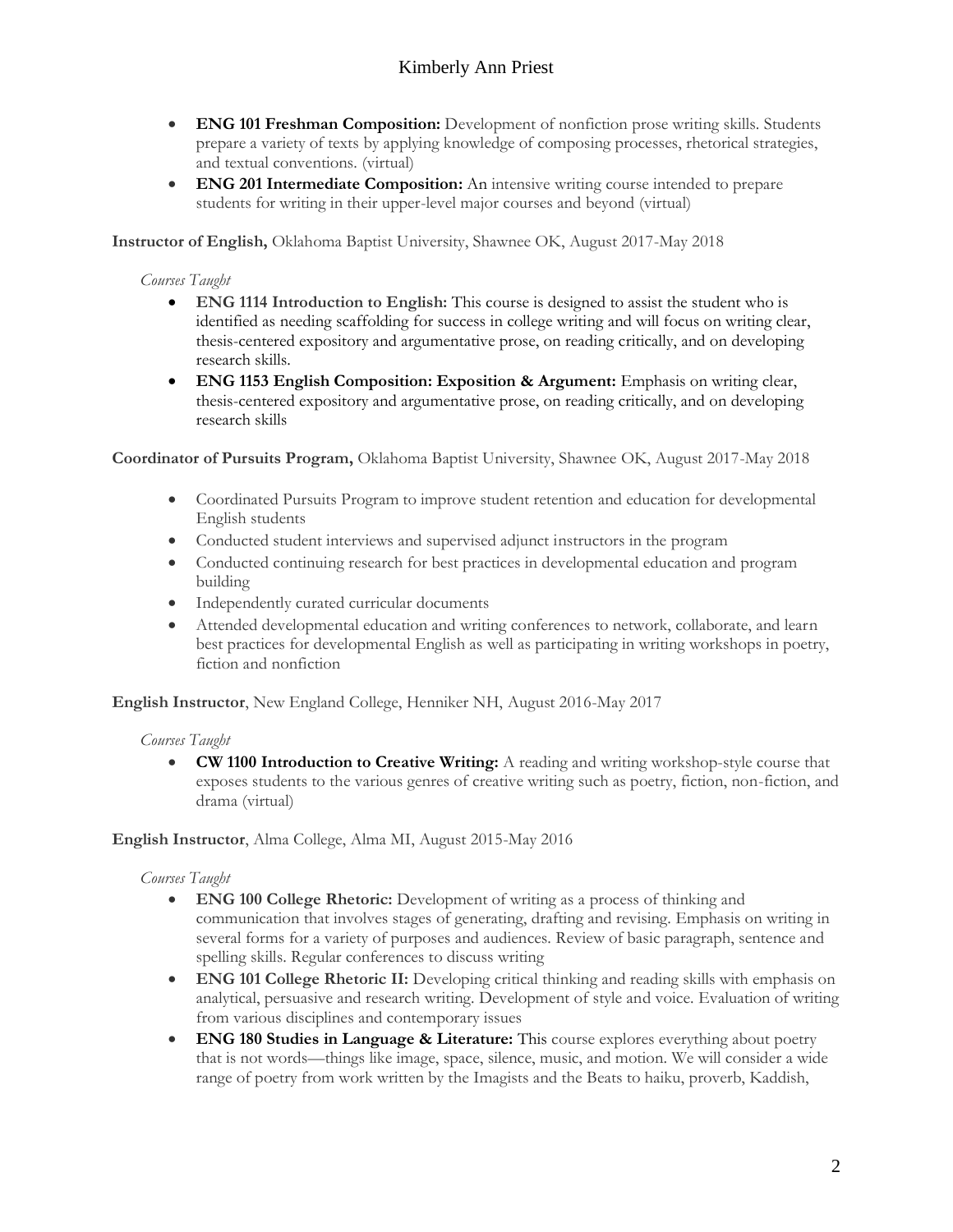- **ENG 101 Freshman Composition:** Development of nonfiction prose writing skills. Students prepare a variety of texts by applying knowledge of composing processes, rhetorical strategies, and textual conventions. (virtual)
- **ENG 201 Intermediate Composition:** An intensive writing course intended to prepare students for writing in their upper-level major courses and beyond (virtual)

**Instructor of English,** Oklahoma Baptist University, Shawnee OK, August 2017-May 2018

*Courses Taught*

- **ENG 1114 Introduction to English:** This course is designed to assist the student who is identified as needing scaffolding for success in college writing and will focus on writing clear, thesis-centered expository and argumentative prose, on reading critically, and on developing research skills.
- **ENG 1153 English Composition: Exposition & Argument:** Emphasis on writing clear, thesis-centered expository and argumentative prose, on reading critically, and on developing research skills

**Coordinator of Pursuits Program,** Oklahoma Baptist University, Shawnee OK, August 2017-May 2018

- Coordinated Pursuits Program to improve student retention and education for developmental English students
- Conducted student interviews and supervised adjunct instructors in the program
- Conducted continuing research for best practices in developmental education and program building
- Independently curated curricular documents
- Attended developmental education and writing conferences to network, collaborate, and learn best practices for developmental English as well as participating in writing workshops in poetry, fiction and nonfiction

**English Instructor**, New England College, Henniker NH, August 2016-May 2017

*Courses Taught*

- **CW 1100 Introduction to Creative Writing:** A reading and writing workshop-style course that exposes students to the various genres of creative writing such as poetry, fiction, non-fiction, and drama (virtual)

**English Instructor**, Alma College, Alma MI, August 2015-May 2016

*Courses Taught*

- **ENG 100 College Rhetoric:** Development of writing as a process of thinking and communication that involves stages of generating, drafting and revising. Emphasis on writing in several forms for a variety of purposes and audiences. Review of basic paragraph, sentence and spelling skills. Regular conferences to discuss writing
- **ENG 101 College Rhetoric II:** Developing critical thinking and reading skills with emphasis on analytical, persuasive and research writing. Development of style and voice. Evaluation of writing from various disciplines and contemporary issues
- **ENG 180 Studies in Language & Literature:** This course explores everything about poetry that is not words—things like image, space, silence, music, and motion. We will consider a wide range of poetry from work written by the Imagists and the Beats to haiku, proverb, Kaddish,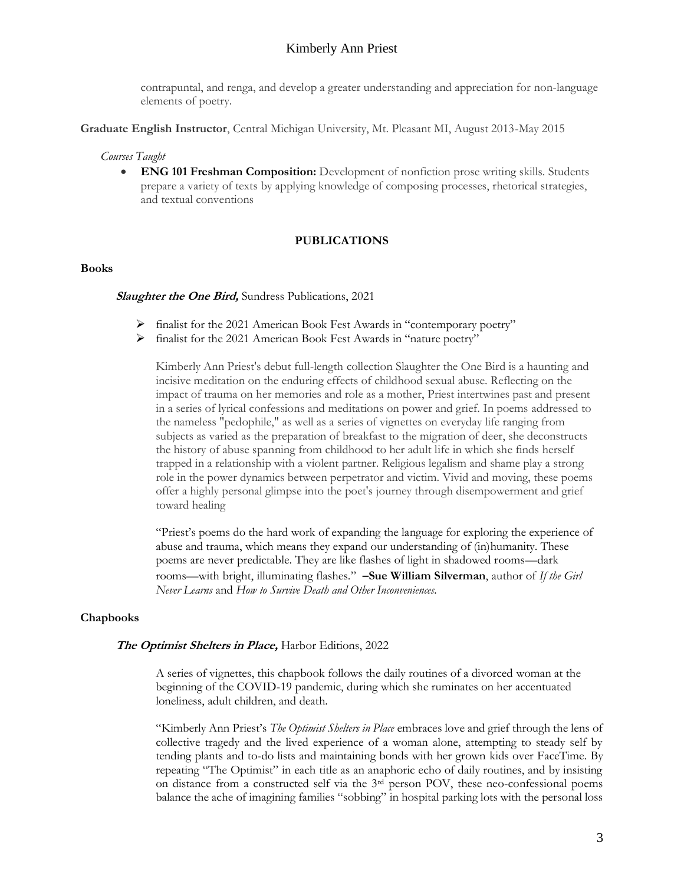contrapuntal, and renga, and develop a greater understanding and appreciation for non-language elements of poetry.

**Graduate English Instructor**, Central Michigan University, Mt. Pleasant MI, August 2013-May 2015

*Courses Taught*

- **ENG 101 Freshman Composition:** Development of nonfiction prose writing skills. Students prepare a variety of texts by applying knowledge of composing processes, rhetorical strategies, and textual conventions

## PUBLICATIONS

### Books

***Slaughter the One Bird,*** Sundress Publications, 2021

- finalist for the 2021 American Book Fest Awards in "contemporary poetry"
- finalist for the 2021 American Book Fest Awards in "nature poetry"

Kimberly Ann Priest's debut full-length collection Slaughter the One Bird is a haunting and incisive meditation on the enduring effects of childhood sexual abuse. Reflecting on the impact of trauma on her memories and role as a mother, Priest intertwines past and present in a series of lyrical confessions and meditations on power and grief. In poems addressed to the nameless "pedophile," as well as a series of vignettes on everyday life ranging from subjects as varied as the preparation of breakfast to the migration of deer, she deconstructs the history of abuse spanning from childhood to her adult life in which she finds herself trapped in a relationship with a violent partner. Religious legalism and shame play a strong role in the power dynamics between perpetrator and victim. Vivid and moving, these poems offer a highly personal glimpse into the poet's journey through disempowerment and grief toward healing

"Priest's poems do the hard work of expanding the language for exploring the experience of abuse and trauma, which means they expand our understanding of (in)humanity. These poems are never predictable. They are like flashes of light in shadowed rooms—dark rooms—with bright, illuminating flashes." **–Sue William Silverman**, author of *If the Girl Never Learns* and *How to Survive Death and Other Inconveniences*.

### Chapbooks

***The Optimist Shelters in Place,*** Harbor Editions, 2022

A series of vignettes, this chapbook follows the daily routines of a divorced woman at the beginning of the COVID-19 pandemic, during which she ruminates on her accentuated loneliness, adult children, and death.

"Kimberly Ann Priest's *The Optimist Shelters in Place* embraces love and grief through the lens of collective tragedy and the lived experience of a woman alone, attempting to steady self by tending plants and to-do lists and maintaining bonds with her grown kids over FaceTime. By repeating "The Optimist" in each title as an anaphoric echo of daily routines, and by insisting on distance from a constructed self via the 3rd person POV, these neo-confessional poems balance the ache of imagining families "sobbing" in hospital parking lots with the personal loss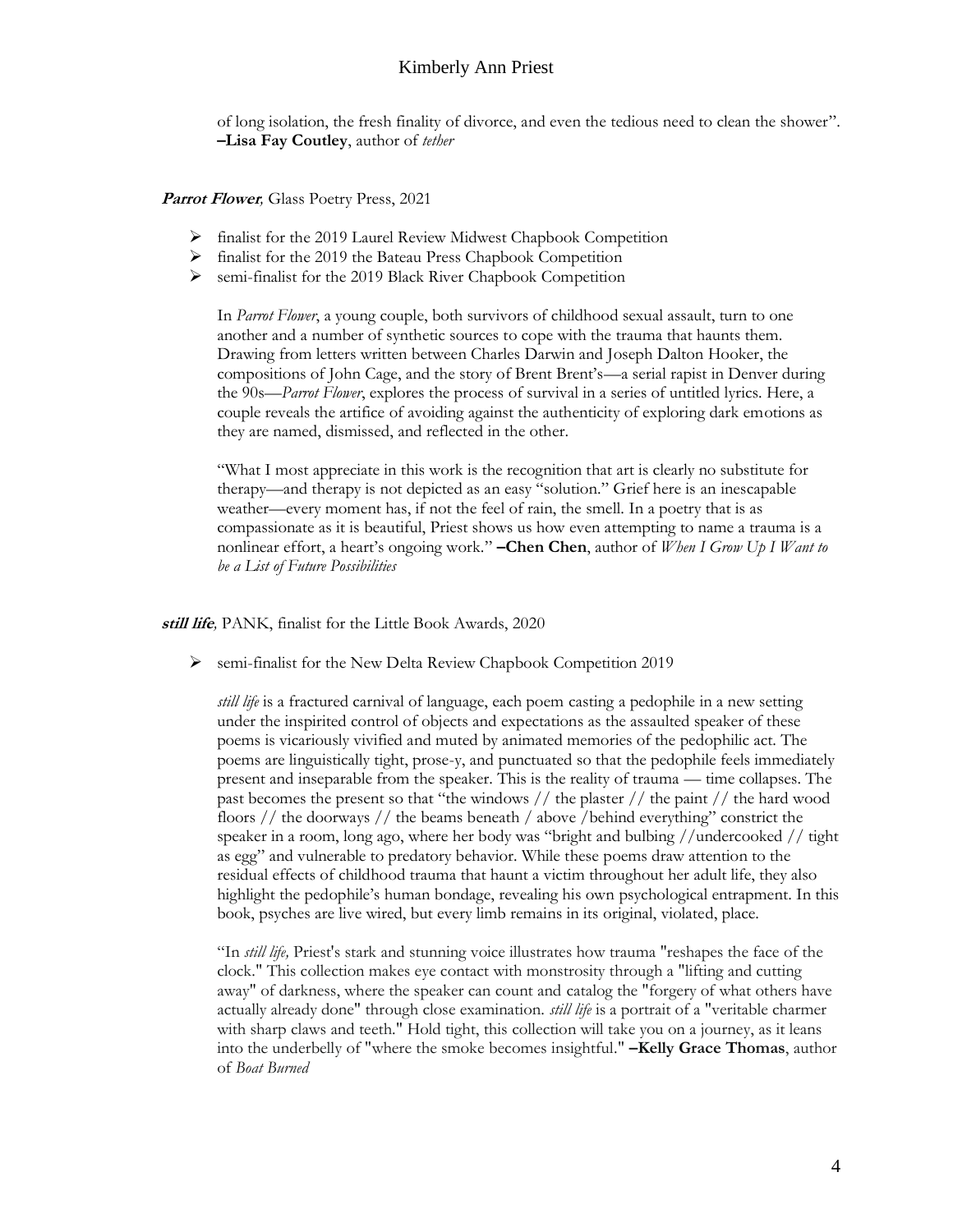of long isolation, the fresh finality of divorce, and even the tedious need to clean the shower". **–Lisa Fay Coutley**, author of *tether*

***Parrot Flower*,** Glass Poetry Press, 2021

- finalist for the 2019 Laurel Review Midwest Chapbook Competition
- finalist for the 2019 the Bateau Press Chapbook Competition
- semi-finalist for the 2019 Black River Chapbook Competition

In *Parrot Flower*, a young couple, both survivors of childhood sexual assault, turn to one another and a number of synthetic sources to cope with the trauma that haunts them. Drawing from letters written between Charles Darwin and Joseph Dalton Hooker, the compositions of John Cage, and the story of Brent Brent's—a serial rapist in Denver during the 90s—*Parrot Flower*, explores the process of survival in a series of untitled lyrics. Here, a couple reveals the artifice of avoiding against the authenticity of exploring dark emotions as they are named, dismissed, and reflected in the other.

"What I most appreciate in this work is the recognition that art is clearly no substitute for therapy—and therapy is not depicted as an easy "solution." Grief here is an inescapable weather—every moment has, if not the feel of rain, the smell. In a poetry that is as compassionate as it is beautiful, Priest shows us how even attempting to name a trauma is a nonlinear effort, a heart's ongoing work." **–Chen Chen**, author of *When I Grow Up I Want to be a List of Future Possibilities*

***still life*,** PANK, finalist for the Little Book Awards, 2020

- semi-finalist for the New Delta Review Chapbook Competition 2019

*still life* is a fractured carnival of language, each poem casting a pedophile in a new setting under the inspirited control of objects and expectations as the assaulted speaker of these poems is vicariously vivified and muted by animated memories of the pedophilic act. The poems are linguistically tight, prose-y, and punctuated so that the pedophile feels immediately present and inseparable from the speaker. This is the reality of trauma — time collapses. The past becomes the present so that "the windows // the plaster // the paint // the hard wood floors // the doorways // the beams beneath / above /behind everything" constrict the speaker in a room, long ago, where her body was "bright and bulbing //undercooked // tight as egg" and vulnerable to predatory behavior. While these poems draw attention to the residual effects of childhood trauma that haunt a victim throughout her adult life, they also highlight the pedophile's human bondage, revealing his own psychological entrapment. In this book, psyches are live wired, but every limb remains in its original, violated, place.

"In *still life,* Priest's stark and stunning voice illustrates how trauma "reshapes the face of the clock." This collection makes eye contact with monstrosity through a "lifting and cutting away" of darkness, where the speaker can count and catalog the "forgery of what others have actually already done" through close examination. *still life* is a portrait of a "veritable charmer with sharp claws and teeth." Hold tight, this collection will take you on a journey, as it leans into the underbelly of "where the smoke becomes insightful." **–Kelly Grace Thomas**, author of *Boat Burned*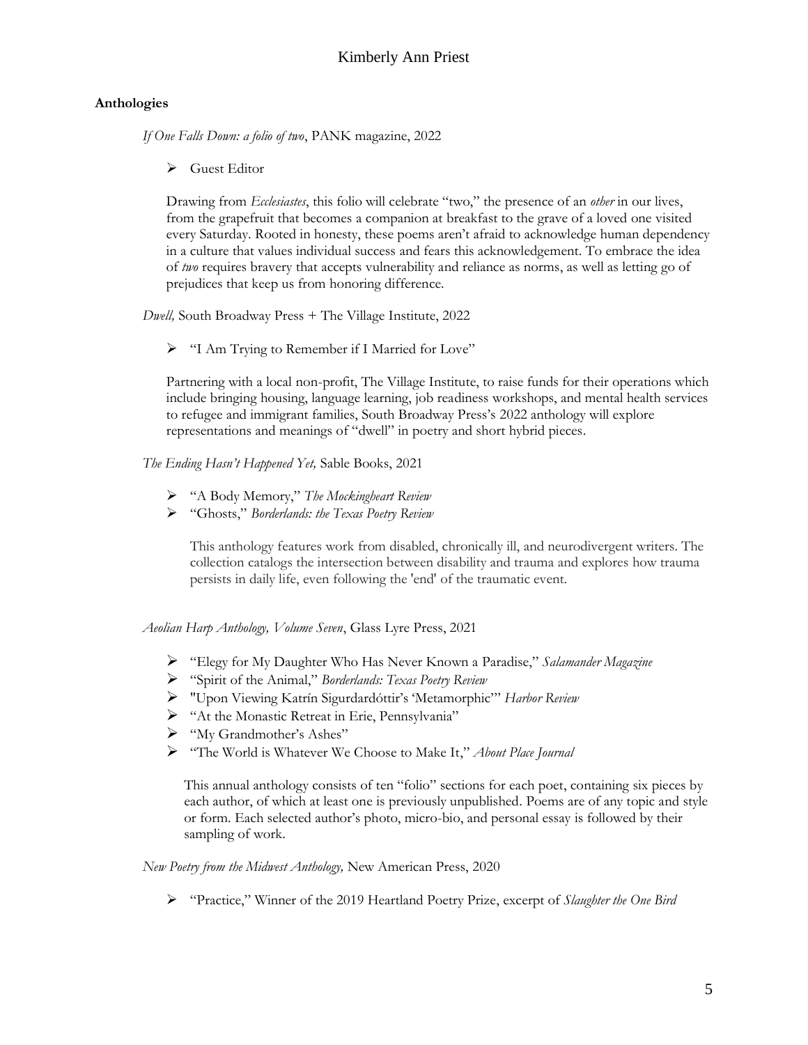**Anthologies**

*If One Falls Down: a folio of two*, PANK magazine, 2022

- Guest Editor

Drawing from *Ecclesiastes*, this folio will celebrate "two," the presence of an *other* in our lives, from the grapefruit that becomes a companion at breakfast to the grave of a loved one visited every Saturday. Rooted in honesty, these poems aren't afraid to acknowledge human dependency in a culture that values individual success and fears this acknowledgement. To embrace the idea of *two* requires bravery that accepts vulnerability and reliance as norms, as well as letting go of prejudices that keep us from honoring difference.

*Dwell,* South Broadway Press + The Village Institute, 2022

- "I Am Trying to Remember if I Married for Love"

Partnering with a local non-profit, The Village Institute, to raise funds for their operations which include bringing housing, language learning, job readiness workshops, and mental health services to refugee and immigrant families, South Broadway Press's 2022 anthology will explore representations and meanings of "dwell" in poetry and short hybrid pieces.

*The Ending Hasn't Happened Yet,* Sable Books, 2021

- "A Body Memory," *The Mockingheart Review*
- "Ghosts," *Borderlands: the Texas Poetry Review*

This anthology features work from disabled, chronically ill, and neurodivergent writers. The collection catalogs the intersection between disability and trauma and explores how trauma persists in daily life, even following the 'end' of the traumatic event.

*Aeolian Harp Anthology, Volume Seven*, Glass Lyre Press, 2021

- "Elegy for My Daughter Who Has Never Known a Paradise," *Salamander Magazine*
- "Spirit of the Animal," *Borderlands: Texas Poetry Review*
- "Upon Viewing Katrín Sigurdardóttir's 'Metamorphic'" *Harbor Review*
- "At the Monastic Retreat in Erie, Pennsylvania"
- "My Grandmother's Ashes"
- "The World is Whatever We Choose to Make It," *About Place Journal*

This annual anthology consists of ten "folio" sections for each poet, containing six pieces by each author, of which at least one is previously unpublished. Poems are of any topic and style or form. Each selected author's photo, micro-bio, and personal essay is followed by their sampling of work.

*New Poetry from the Midwest Anthology,* New American Press, 2020

- "Practice," Winner of the 2019 Heartland Poetry Prize, excerpt of *Slaughter the One Bird*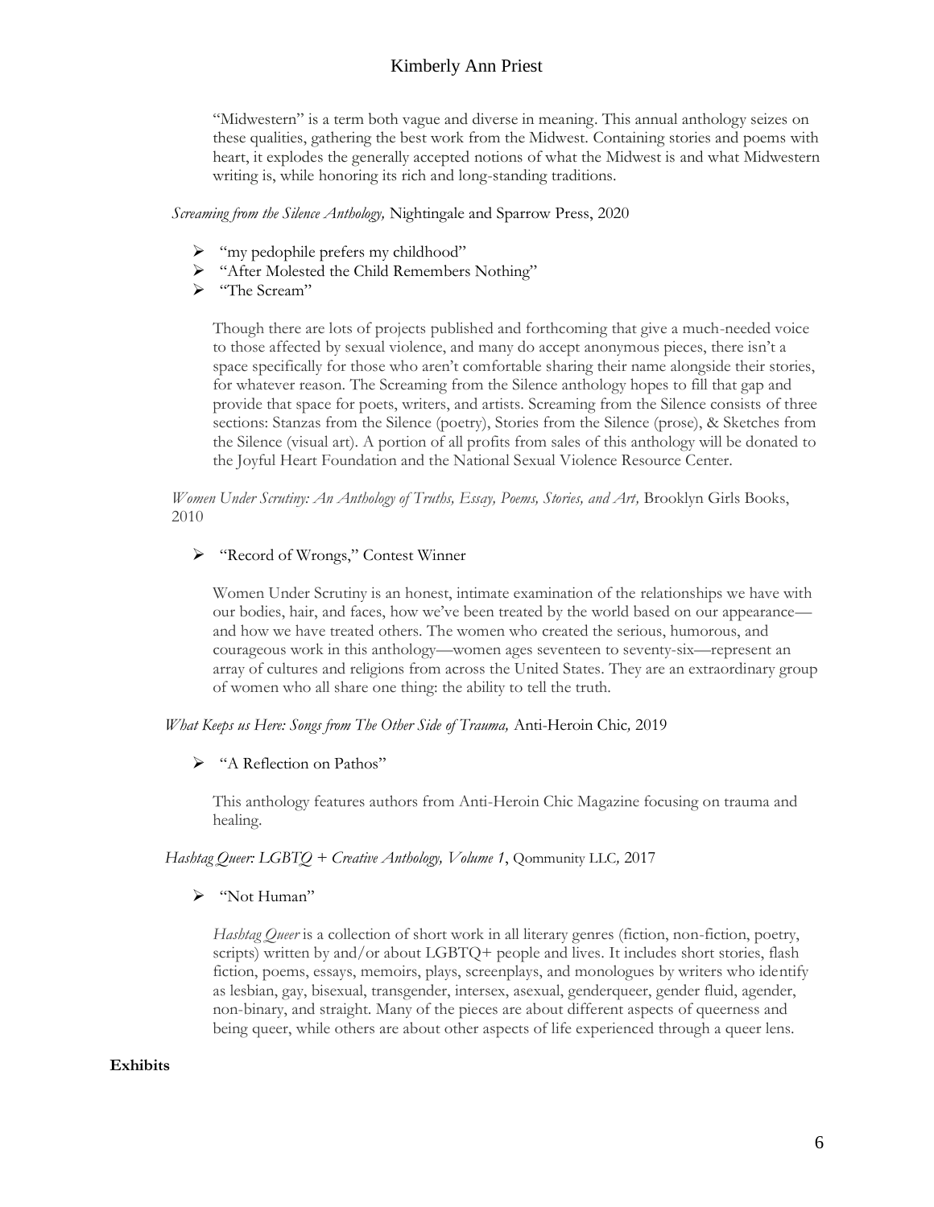"Midwestern" is a term both vague and diverse in meaning. This annual anthology seizes on these qualities, gathering the best work from the Midwest. Containing stories and poems with heart, it explodes the generally accepted notions of what the Midwest is and what Midwestern writing is, while honoring its rich and long-standing traditions.

*Screaming from the Silence Anthology,* Nightingale and Sparrow Press, 2020

- "my pedophile prefers my childhood"
- "After Molested the Child Remembers Nothing"
- "The Scream"

Though there are lots of projects published and forthcoming that give a much-needed voice to those affected by sexual violence, and many do accept anonymous pieces, there isn't a space specifically for those who aren't comfortable sharing their name alongside their stories, for whatever reason. The Screaming from the Silence anthology hopes to fill that gap and provide that space for poets, writers, and artists. Screaming from the Silence consists of three sections: Stanzas from the Silence (poetry), Stories from the Silence (prose), & Sketches from the Silence (visual art). A portion of all profits from sales of this anthology will be donated to the Joyful Heart Foundation and the National Sexual Violence Resource Center.

*Women Under Scrutiny: An Anthology of Truths, Essay, Poems, Stories, and Art,* Brooklyn Girls Books, 2010

- "Record of Wrongs," Contest Winner

Women Under Scrutiny is an honest, intimate examination of the relationships we have with our bodies, hair, and faces, how we've been treated by the world based on our appearance—and how we have treated others. The women who created the serious, humorous, and courageous work in this anthology—women ages seventeen to seventy-six—represent an array of cultures and religions from across the United States. They are an extraordinary group of women who all share one thing: the ability to tell the truth.

*What Keeps us Here: Songs from The Other Side of Trauma,* Anti-Heroin Chic*,* 2019

- "A Reflection on Pathos"

This anthology features authors from Anti-Heroin Chic Magazine focusing on trauma and healing.

*Hashtag Queer: LGBTQ + Creative Anthology, Volume 1*, Qommunity LLC*,* 2017

- "Not Human"

*Hashtag Queer* is a collection of short work in all literary genres (fiction, non-fiction, poetry, scripts) written by and/or about LGBTQ+ people and lives. It includes short stories, flash fiction, poems, essays, memoirs, plays, screenplays, and monologues by writers who identify as lesbian, gay, bisexual, transgender, intersex, asexual, genderqueer, gender fluid, agender, non-binary, and straight. Many of the pieces are about different aspects of queerness and being queer, while others are about other aspects of life experienced through a queer lens.

**Exhibits**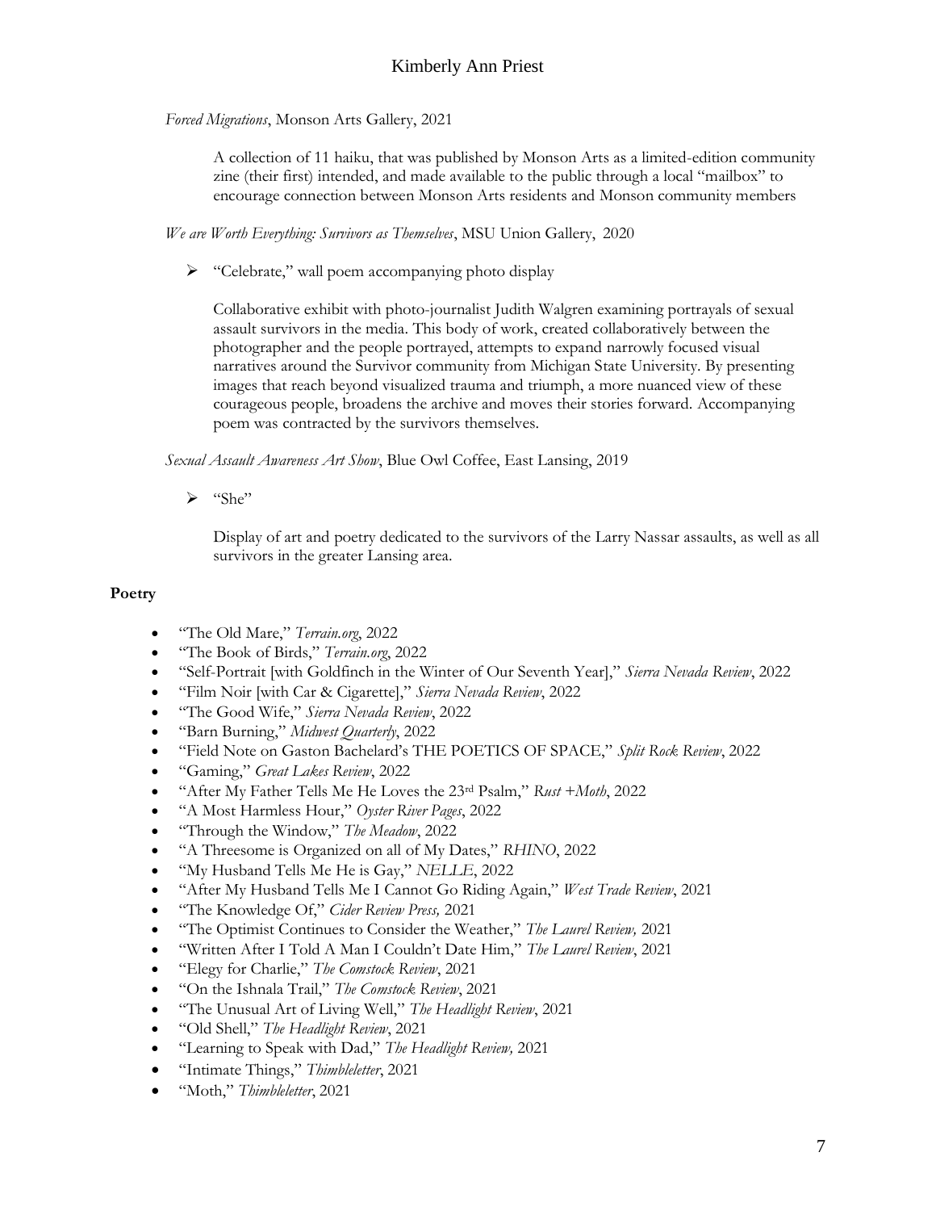*Forced Migrations*, Monson Arts Gallery, 2021

> A collection of 11 haiku, that was published by Monson Arts as a limited-edition community zine (their first) intended, and made available to the public through a local "mailbox" to encourage connection between Monson Arts residents and Monson community members

*We are Worth Everything: Survivors as Themselves*, MSU Union Gallery, 2020

- "Celebrate," wall poem accompanying photo display

> Collaborative exhibit with photo-journalist Judith Walgren examining portrayals of sexual assault survivors in the media. This body of work, created collaboratively between the photographer and the people portrayed, attempts to expand narrowly focused visual narratives around the Survivor community from Michigan State University. By presenting images that reach beyond visualized trauma and triumph, a more nuanced view of these courageous people, broadens the archive and moves their stories forward. Accompanying poem was contracted by the survivors themselves.

*Sexual Assault Awareness Art Show*, Blue Owl Coffee, East Lansing, 2019

- "She"

> Display of art and poetry dedicated to the survivors of the Larry Nassar assaults, as well as all survivors in the greater Lansing area.

**Poetry**

- "The Old Mare," *Terrain.org*, 2022
- "The Book of Birds," *Terrain.org*, 2022
- "Self-Portrait [with Goldfinch in the Winter of Our Seventh Year]," *Sierra Nevada Review*, 2022
- "Film Noir [with Car & Cigarette]," *Sierra Nevada Review*, 2022
- "The Good Wife," *Sierra Nevada Review*, 2022
- "Barn Burning," *Midwest Quarterly*, 2022
- "Field Note on Gaston Bachelard's THE POETICS OF SPACE," *Split Rock Review*, 2022
- "Gaming," *Great Lakes Review*, 2022
- "After My Father Tells Me He Loves the 23rd Psalm," *Rust +Moth*, 2022
- "A Most Harmless Hour," *Oyster River Pages*, 2022
- "Through the Window," *The Meadow*, 2022
- "A Threesome is Organized on all of My Dates," *RHINO*, 2022
- "My Husband Tells Me He is Gay," *NELLE*, 2022
- "After My Husband Tells Me I Cannot Go Riding Again," *West Trade Review*, 2021
- "The Knowledge Of," *Cider Review Press,* 2021
- "The Optimist Continues to Consider the Weather," *The Laurel Review,* 2021
- "Written After I Told A Man I Couldn't Date Him," *The Laurel Review*, 2021
- "Elegy for Charlie," *The Comstock Review*, 2021
- "On the Ishnala Trail," *The Comstock Review*, 2021
- "The Unusual Art of Living Well," *The Headlight Review*, 2021
- "Old Shell," *The Headlight Review*, 2021
- "Learning to Speak with Dad," *The Headlight Review,* 2021
- "Intimate Things," *Thimbleletter*, 2021
- "Moth," *Thimbleletter*, 2021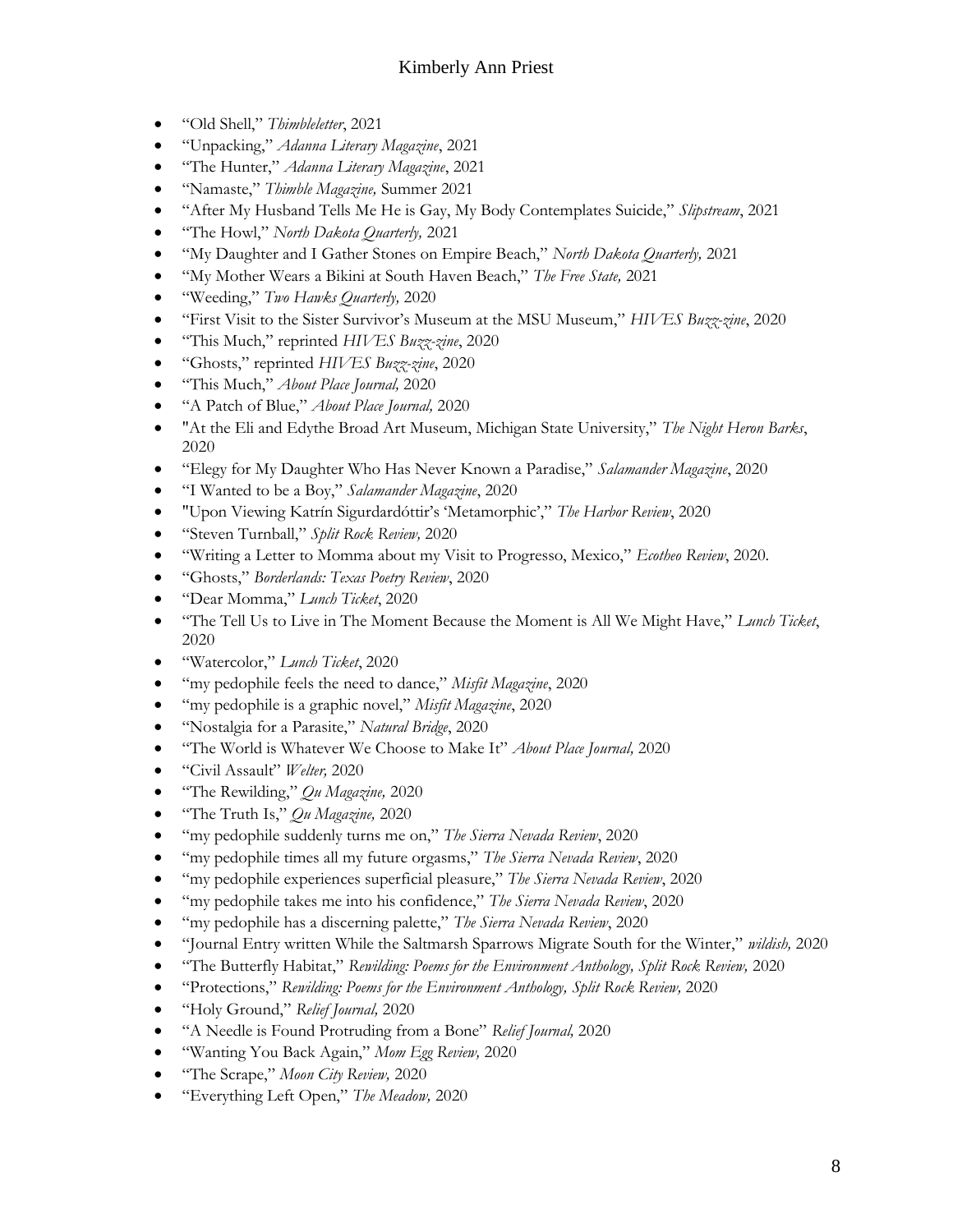- "Old Shell," *Thimbleletter*, 2021
- "Unpacking," *Adanna Literary Magazine*, 2021
- "The Hunter," *Adanna Literary Magazine*, 2021
- "Namaste," *Thimble Magazine,* Summer 2021
- "After My Husband Tells Me He is Gay, My Body Contemplates Suicide," *Slipstream*, 2021
- "The Howl," *North Dakota Quarterly,* 2021
- "My Daughter and I Gather Stones on Empire Beach," *North Dakota Quarterly,* 2021
- "My Mother Wears a Bikini at South Haven Beach," *The Free State,* 2021
- "Weeding," *Two Hawks Quarterly,* 2020
- "First Visit to the Sister Survivor's Museum at the MSU Museum," *HIVES Buzz-zine*, 2020
- "This Much," reprinted *HIVES Buzz-zine*, 2020
- "Ghosts," reprinted *HIVES Buzz-zine*, 2020
- "This Much," *About Place Journal,* 2020
- "A Patch of Blue," *About Place Journal,* 2020
- "At the Eli and Edythe Broad Art Museum, Michigan State University," *The Night Heron Barks*, 2020
- "Elegy for My Daughter Who Has Never Known a Paradise," *Salamander Magazine*, 2020
- "I Wanted to be a Boy," *Salamander Magazine*, 2020
- "Upon Viewing Katrín Sigurdardóttir's 'Metamorphic'," *The Harbor Review*, 2020
- "Steven Turnball," *Split Rock Review,* 2020
- "Writing a Letter to Momma about my Visit to Progresso, Mexico," *Ecotheo Review*, 2020.
- "Ghosts," *Borderlands: Texas Poetry Review*, 2020
- "Dear Momma," *Lunch Ticket*, 2020
- "The Tell Us to Live in The Moment Because the Moment is All We Might Have," *Lunch Ticket*, 2020
- "Watercolor," *Lunch Ticket*, 2020
- "my pedophile feels the need to dance," *Misfit Magazine*, 2020
- "my pedophile is a graphic novel," *Misfit Magazine*, 2020
- "Nostalgia for a Parasite," *Natural Bridge*, 2020
- "The World is Whatever We Choose to Make It" *About Place Journal,* 2020
- "Civil Assault" *Welter,* 2020
- "The Rewilding," *Qu Magazine,* 2020
- "The Truth Is," *Qu Magazine,* 2020
- "my pedophile suddenly turns me on," *The Sierra Nevada Review*, 2020
- "my pedophile times all my future orgasms," *The Sierra Nevada Review*, 2020
- "my pedophile experiences superficial pleasure," *The Sierra Nevada Review*, 2020
- "my pedophile takes me into his confidence," *The Sierra Nevada Review*, 2020
- "my pedophile has a discerning palette," *The Sierra Nevada Review*, 2020
- "Journal Entry written While the Saltmarsh Sparrows Migrate South for the Winter," *wildish,* 2020
- "The Butterfly Habitat," *Rewilding: Poems for the Environment Anthology, Split Rock Review,* 2020
- "Protections," *Rewilding: Poems for the Environment Anthology, Split Rock Review,* 2020
- "Holy Ground," *Relief Journal,* 2020
- "A Needle is Found Protruding from a Bone" *Relief Journal,* 2020
- "Wanting You Back Again," *Mom Egg Review,* 2020
- "The Scrape," *Moon City Review,* 2020
- "Everything Left Open," *The Meadow,* 2020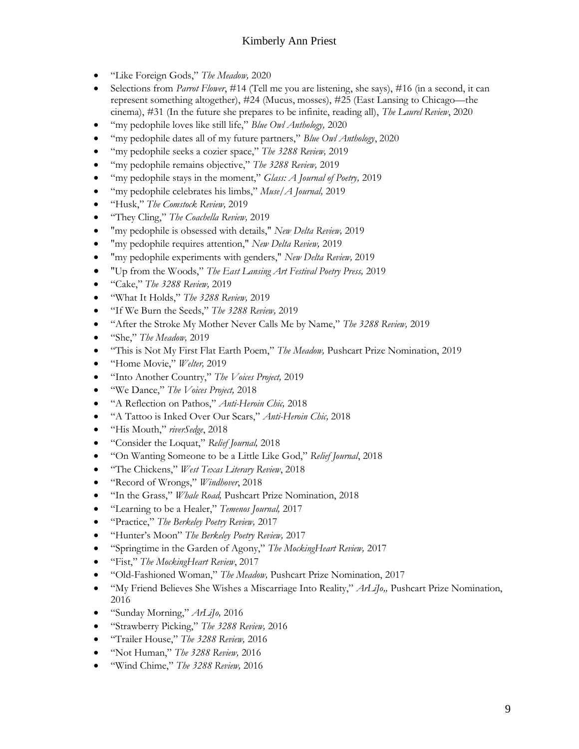- "Like Foreign Gods," *The Meadow,* 2020
- Selections from *Parrot Flower*, #14 (Tell me you are listening, she says), #16 (in a second, it can represent something altogether), #24 (Mucus, mosses), #25 (East Lansing to Chicago—the cinema), #31 (In the future she prepares to be infinite, reading all), *The Laurel Review*, 2020
- "my pedophile loves like still life," *Blue Owl Anthology,* 2020
- "my pedophile dates all of my future partners," *Blue Owl Anthology*, 2020
- "my pedophile seeks a cozier space," *The 3288 Review,* 2019
- "my pedophile remains objective," *The 3288 Review,* 2019
- "my pedophile stays in the moment," *Glass: A Journal of Poetry,* 2019
- "my pedophile celebrates his limbs," *Muse/A Journal,* 2019
- "Husk," *The Comstock Review,* 2019
- "They Cling," *The Coachella Review,* 2019
- "my pedophile is obsessed with details," *New Delta Review,* 2019
- "my pedophile requires attention," *New Delta Review,* 2019
- "my pedophile experiments with genders," *New Delta Review,* 2019
- "Up from the Woods," *The East Lansing Art Festival Poetry Press,* 2019
- "Cake," *The 3288 Review,* 2019
- "What It Holds," *The 3288 Review,* 2019
- "If We Burn the Seeds," *The 3288 Review,* 2019
- "After the Stroke My Mother Never Calls Me by Name," *The 3288 Review,* 2019
- "She," *The Meadow,* 2019
- "This is Not My First Flat Earth Poem," *The Meadow,* Pushcart Prize Nomination, 2019
- "Home Movie," *Welter,* 2019
- "Into Another Country," *The Voices Project,* 2019
- "We Dance," *The Voices Project,* 2018
- "A Reflection on Pathos," *Anti-Heroin Chic,* 2018
- "A Tattoo is Inked Over Our Scars," *Anti-Heroin Chic,* 2018
- "His Mouth," *riverSedge*, 2018
- "Consider the Loquat," *Relief Journal,* 2018
- "On Wanting Someone to be a Little Like God," *Relief Journal*, 2018
- "The Chickens," *West Texas Literary Review*, 2018
- "Record of Wrongs," *Windhover*, 2018
- "In the Grass," *Whale Road,* Pushcart Prize Nomination, 2018
- "Learning to be a Healer," *Temenos Journal,* 2017
- "Practice," *The Berkeley Poetry Review,* 2017
- "Hunter's Moon" *The Berkeley Poetry Review,* 2017
- "Springtime in the Garden of Agony," *The MockingHeart Review,* 2017
- "Fist," *The MockingHeart Review*, 2017
- "Old-Fashioned Woman," *The Meadow,* Pushcart Prize Nomination, 2017
- "My Friend Believes She Wishes a Miscarriage Into Reality," *ArLiJo,,* Pushcart Prize Nomination, 2016
- "Sunday Morning," *ArLiJo,* 2016
- "Strawberry Picking," *The 3288 Review,* 2016
- "Trailer House," *The 3288 Review,* 2016
- "Not Human," *The 3288 Review,* 2016
- "Wind Chime," *The 3288 Review,* 2016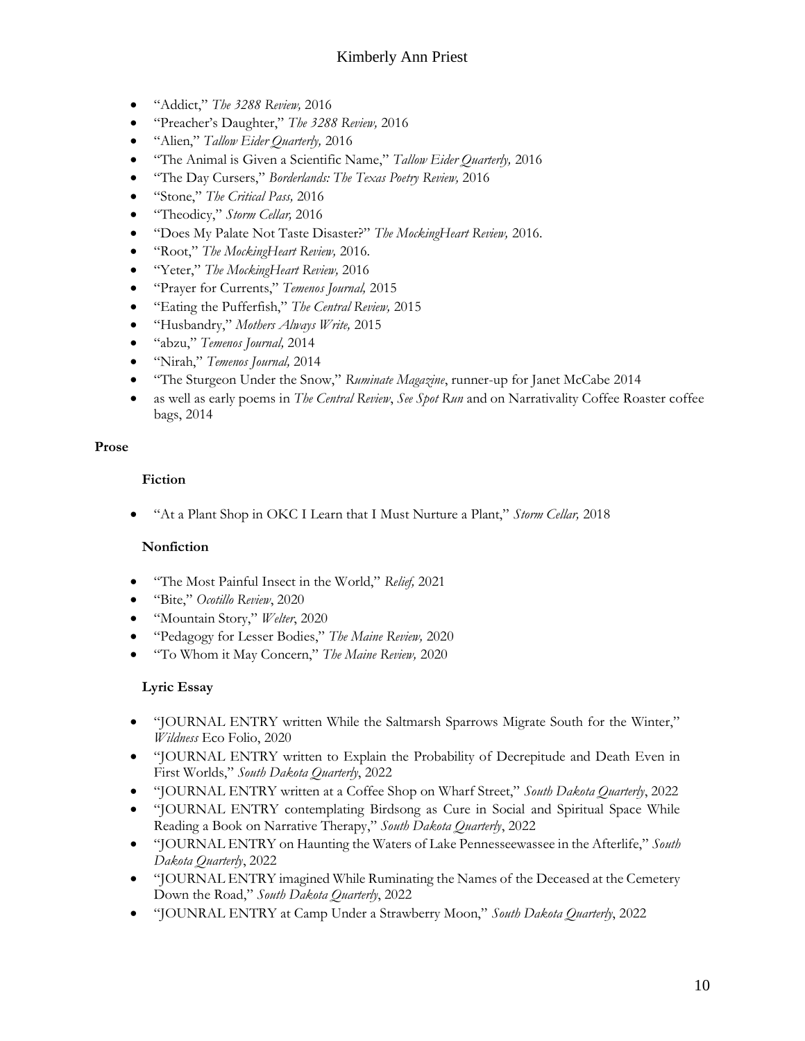- "Addict," *The 3288 Review,* 2016
- "Preacher's Daughter," *The 3288 Review,* 2016
- "Alien," *Tallow Eider Quarterly,* 2016
- "The Animal is Given a Scientific Name," *Tallow Eider Quarterly,* 2016
- "The Day Cursers," *Borderlands: The Texas Poetry Review,* 2016
- "Stone," *The Critical Pass,* 2016
- "Theodicy," *Storm Cellar,* 2016
- "Does My Palate Not Taste Disaster?" *The MockingHeart Review,* 2016.
- "Root," *The MockingHeart Review,* 2016.
- "Yeter," *The MockingHeart Review,* 2016
- "Prayer for Currents," *Temenos Journal,* 2015
- "Eating the Pufferfish," *The Central Review,* 2015
- "Husbandry," *Mothers Always Write,* 2015
- "abzu," *Temenos Journal,* 2014
- "Nirah," *Temenos Journal,* 2014
- "The Sturgeon Under the Snow," *Ruminate Magazine*, runner-up for Janet McCabe 2014
- as well as early poems in *The Central Review*, *See Spot Run* and on Narrativality Coffee Roaster coffee bags, 2014

**Prose**

**Fiction**

- "At a Plant Shop in OKC I Learn that I Must Nurture a Plant," *Storm Cellar,* 2018

**Nonfiction**

- "The Most Painful Insect in the World," *Relief,* 2021
- "Bite," *Ocotillo Review*, 2020
- "Mountain Story," *Welter*, 2020
- "Pedagogy for Lesser Bodies," *The Maine Review,* 2020
- "To Whom it May Concern," *The Maine Review,* 2020

**Lyric Essay**

- "JOURNAL ENTRY written While the Saltmarsh Sparrows Migrate South for the Winter," *Wildness* Eco Folio, 2020
- "JOURNAL ENTRY written to Explain the Probability of Decrepitude and Death Even in First Worlds," *South Dakota Quarterly*, 2022
- "JOURNAL ENTRY written at a Coffee Shop on Wharf Street," *South Dakota Quarterly*, 2022
- "JOURNAL ENTRY contemplating Birdsong as Cure in Social and Spiritual Space While Reading a Book on Narrative Therapy," *South Dakota Quarterly*, 2022
- "JOURNAL ENTRY on Haunting the Waters of Lake Pennesseewassee in the Afterlife," *South Dakota Quarterly*, 2022
- "JOURNAL ENTRY imagined While Ruminating the Names of the Deceased at the Cemetery Down the Road," *South Dakota Quarterly*, 2022
- "JOUNRAL ENTRY at Camp Under a Strawberry Moon," *South Dakota Quarterly*, 2022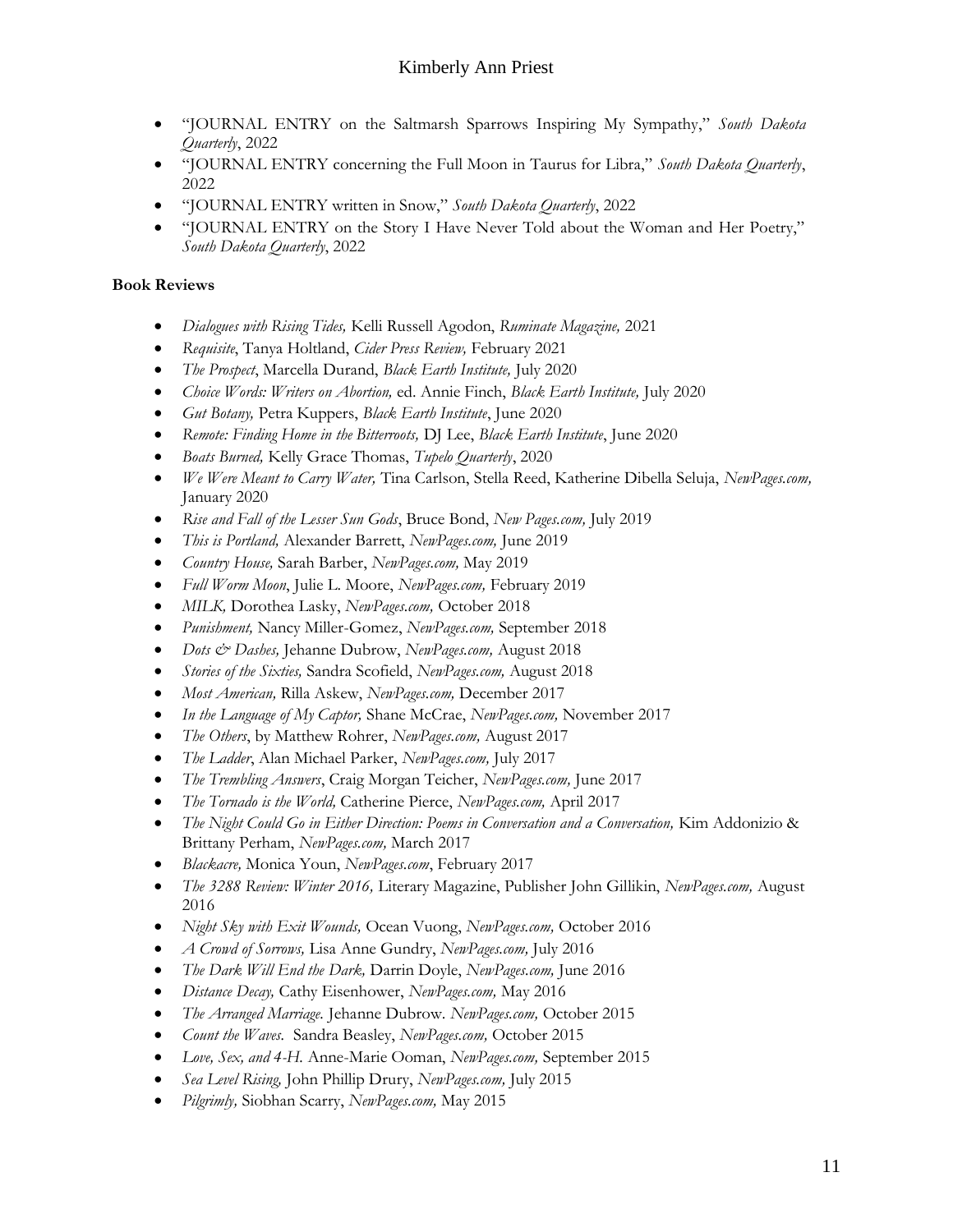- "JOURNAL ENTRY on the Saltmarsh Sparrows Inspiring My Sympathy," *South Dakota Quarterly*, 2022
- "JOURNAL ENTRY concerning the Full Moon in Taurus for Libra," *South Dakota Quarterly*, 2022
- "JOURNAL ENTRY written in Snow," *South Dakota Quarterly*, 2022
- "JOURNAL ENTRY on the Story I Have Never Told about the Woman and Her Poetry," *South Dakota Quarterly*, 2022

**Book Reviews**

- *Dialogues with Rising Tides,* Kelli Russell Agodon, *Ruminate Magazine,* 2021
- *Requisite*, Tanya Holtland, *Cider Press Review,* February 2021
- *The Prospect*, Marcella Durand, *Black Earth Institute,* July 2020
- *Choice Words: Writers on Abortion,* ed. Annie Finch, *Black Earth Institute,* July 2020
- *Gut Botany,* Petra Kuppers, *Black Earth Institute*, June 2020
- *Remote: Finding Home in the Bitterroots,* DJ Lee, *Black Earth Institute*, June 2020
- *Boats Burned,* Kelly Grace Thomas, *Tupelo Quarterly*, 2020
- *We Were Meant to Carry Water,* Tina Carlson, Stella Reed, Katherine Dibella Seluja, *NewPages.com,* January 2020
- *Rise and Fall of the Lesser Sun Gods*, Bruce Bond, *New Pages.com,* July 2019
- *This is Portland,* Alexander Barrett, *NewPages.com,* June 2019
- *Country House,* Sarah Barber, *NewPages.com,* May 2019
- *Full Worm Moon*, Julie L. Moore, *NewPages.com,* February 2019
- *MILK,* Dorothea Lasky, *NewPages.com,* October 2018
- *Punishment,* Nancy Miller-Gomez, *NewPages.com,* September 2018
- *Dots & Dashes,* Jehanne Dubrow, *NewPages.com,* August 2018
- *Stories of the Sixties,* Sandra Scofield, *NewPages.com,* August 2018
- *Most American,* Rilla Askew, *NewPages.com,* December 2017
- *In the Language of My Captor,* Shane McCrae, *NewPages.com,* November 2017
- *The Others*, by Matthew Rohrer, *NewPages.com,* August 2017
- *The Ladder*, Alan Michael Parker, *NewPages.com,* July 2017
- *The Trembling Answers*, Craig Morgan Teicher, *NewPages.com,* June 2017
- *The Tornado is the World,* Catherine Pierce, *NewPages.com,* April 2017
- *The Night Could Go in Either Direction: Poems in Conversation and a Conversation,* Kim Addonizio & Brittany Perham, *NewPages.com,* March 2017
- *Blackacre,* Monica Youn, *NewPages.com*, February 2017
- *The 3288 Review: Winter 2016,* Literary Magazine, Publisher John Gillikin, *NewPages.com,* August 2016
- *Night Sky with Exit Wounds,* Ocean Vuong, *NewPages.com,* October 2016
- *A Crowd of Sorrows,* Lisa Anne Gundry, *NewPages.com,* July 2016
- *The Dark Will End the Dark,* Darrin Doyle, *NewPages.com,* June 2016
- *Distance Decay,* Cathy Eisenhower, *NewPages.com,* May 2016
- *The Arranged Marriage.* Jehanne Dubrow. *NewPages.com,* October 2015
- *Count the Waves.* Sandra Beasley, *NewPages.com,* October 2015
- *Love, Sex, and 4-H.* Anne-Marie Ooman, *NewPages.com,* September 2015
- *Sea Level Rising,* John Phillip Drury, *NewPages.com,* July 2015
- *Pilgrimly,* Siobhan Scarry, *NewPages.com,* May 2015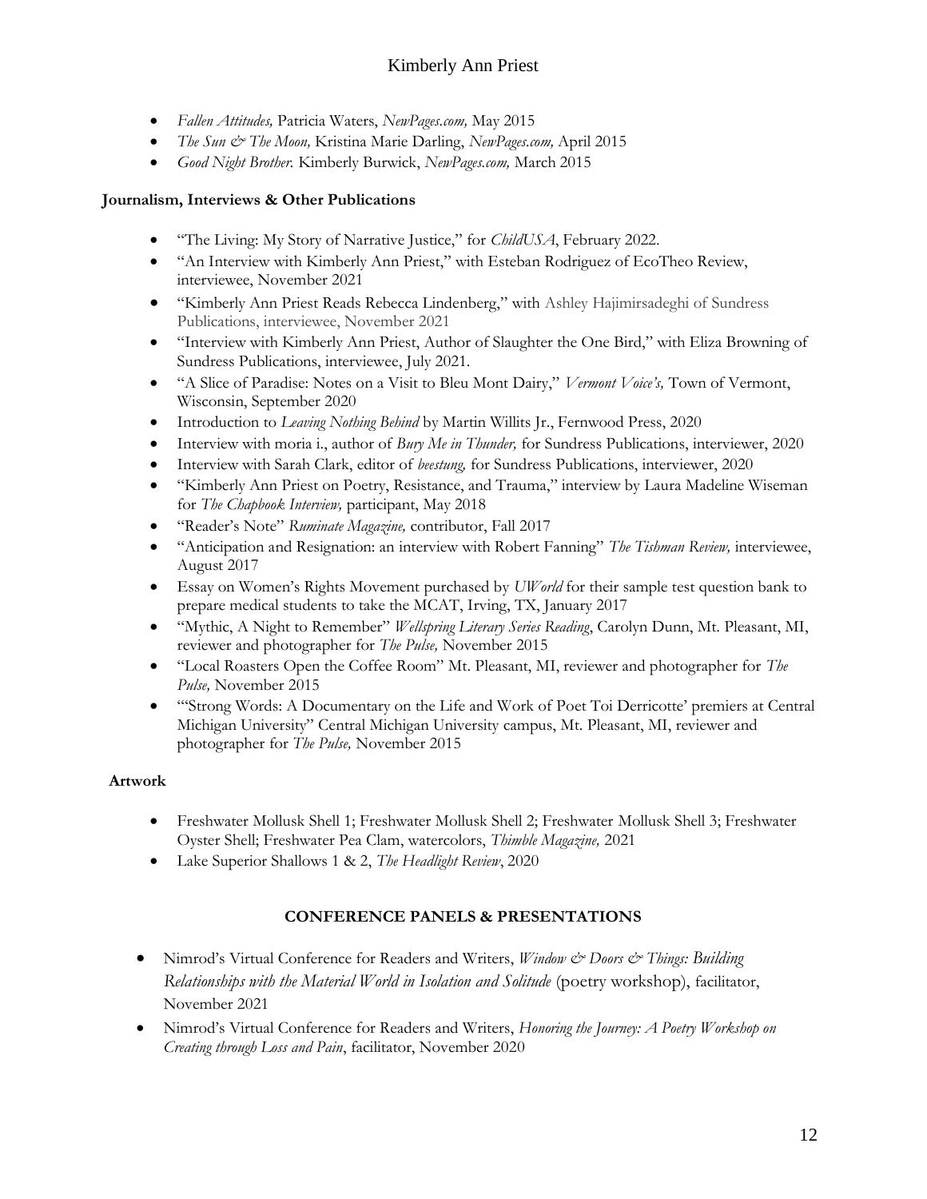- *Fallen Attitudes,* Patricia Waters, *NewPages.com,* May 2015
- *The Sun & The Moon,* Kristina Marie Darling, *NewPages.com,* April 2015
- *Good Night Brother.* Kimberly Burwick, *NewPages.com,* March 2015

**Journalism, Interviews & Other Publications**

- "The Living: My Story of Narrative Justice," for *ChildUSA*, February 2022.
- "An Interview with Kimberly Ann Priest," with Esteban Rodriguez of EcoTheo Review, interviewee, November 2021
- "Kimberly Ann Priest Reads Rebecca Lindenberg," with Ashley Hajimirsadeghi of Sundress Publications, interviewee, November 2021
- "Interview with Kimberly Ann Priest, Author of Slaughter the One Bird," with Eliza Browning of Sundress Publications, interviewee, July 2021.
- "A Slice of Paradise: Notes on a Visit to Bleu Mont Dairy," *Vermont Voice's,* Town of Vermont, Wisconsin, September 2020
- Introduction to *Leaving Nothing Behind* by Martin Willits Jr., Fernwood Press, 2020
- Interview with moria i., author of *Bury Me in Thunder,* for Sundress Publications, interviewer, 2020
- Interview with Sarah Clark, editor of *beestung,* for Sundress Publications, interviewer, 2020
- "Kimberly Ann Priest on Poetry, Resistance, and Trauma," interview by Laura Madeline Wiseman for *The Chapbook Interview,* participant, May 2018
- "Reader's Note" *Ruminate Magazine,* contributor, Fall 2017
- "Anticipation and Resignation: an interview with Robert Fanning" *The Tishman Review,* interviewee, August 2017
- Essay on Women's Rights Movement purchased by *UWorld* for their sample test question bank to prepare medical students to take the MCAT, Irving, TX, January 2017
- "Mythic, A Night to Remember" *Wellspring Literary Series Reading*, Carolyn Dunn, Mt. Pleasant, MI, reviewer and photographer for *The Pulse,* November 2015
- "Local Roasters Open the Coffee Room" Mt. Pleasant, MI, reviewer and photographer for *The Pulse,* November 2015
- "'Strong Words: A Documentary on the Life and Work of Poet Toi Derricotte' premiers at Central Michigan University" Central Michigan University campus, Mt. Pleasant, MI, reviewer and photographer for *The Pulse,* November 2015

**Artwork**

- Freshwater Mollusk Shell 1; Freshwater Mollusk Shell 2; Freshwater Mollusk Shell 3; Freshwater Oyster Shell; Freshwater Pea Clam, watercolors, *Thimble Magazine,* 2021
- Lake Superior Shallows 1 & 2, *The Headlight Review*, 2020

## CONFERENCE PANELS & PRESENTATIONS

- Nimrod's Virtual Conference for Readers and Writers, *Window & Doors & Things: Building Relationships with the Material World in Isolation and Solitude* (poetry workshop), facilitator, November 2021
- Nimrod's Virtual Conference for Readers and Writers, *Honoring the Journey: A Poetry Workshop on Creating through Loss and Pain*, facilitator, November 2020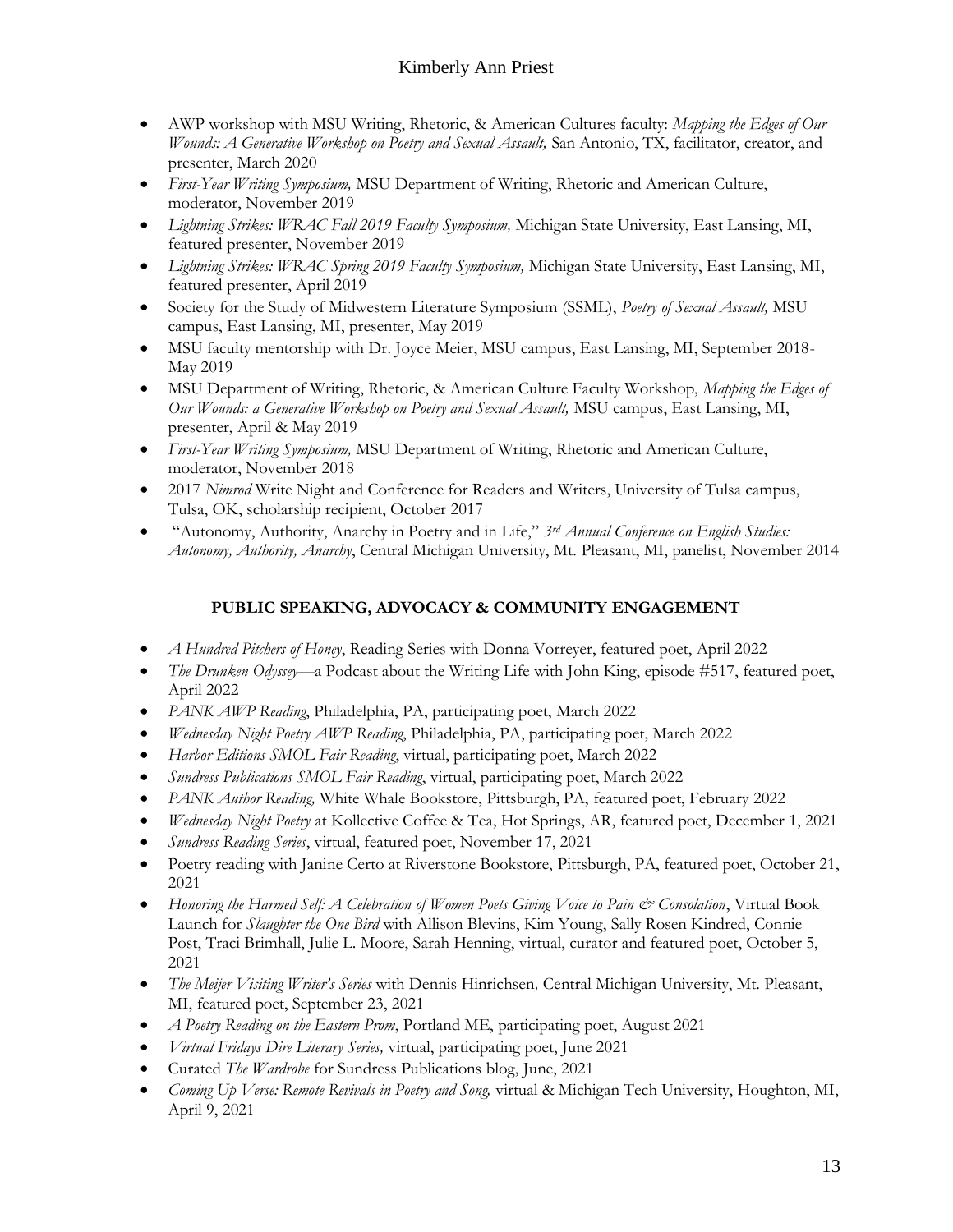- AWP workshop with MSU Writing, Rhetoric, & American Cultures faculty: *Mapping the Edges of Our Wounds: A Generative Workshop on Poetry and Sexual Assault,* San Antonio, TX, facilitator, creator, and presenter, March 2020
- *First-Year Writing Symposium,* MSU Department of Writing, Rhetoric and American Culture, moderator, November 2019
- *Lightning Strikes: WRAC Fall 2019 Faculty Symposium,* Michigan State University, East Lansing, MI, featured presenter, November 2019
- *Lightning Strikes: WRAC Spring 2019 Faculty Symposium,* Michigan State University, East Lansing, MI, featured presenter, April 2019
- Society for the Study of Midwestern Literature Symposium (SSML), *Poetry of Sexual Assault,* MSU campus, East Lansing, MI, presenter, May 2019
- MSU faculty mentorship with Dr. Joyce Meier, MSU campus, East Lansing, MI, September 2018-May 2019
- MSU Department of Writing, Rhetoric, & American Culture Faculty Workshop, *Mapping the Edges of Our Wounds: a Generative Workshop on Poetry and Sexual Assault,* MSU campus, East Lansing, MI, presenter, April & May 2019
- *First-Year Writing Symposium,* MSU Department of Writing, Rhetoric and American Culture, moderator, November 2018
- 2017 *Nimrod* Write Night and Conference for Readers and Writers, University of Tulsa campus, Tulsa, OK, scholarship recipient, October 2017
- "Autonomy, Authority, Anarchy in Poetry and in Life," *3rd Annual Conference on English Studies: Autonomy, Authority, Anarchy*, Central Michigan University, Mt. Pleasant, MI, panelist, November 2014

## PUBLIC SPEAKING, ADVOCACY & COMMUNITY ENGAGEMENT

- *A Hundred Pitchers of Honey*, Reading Series with Donna Vorreyer, featured poet, April 2022
- *The Drunken Odyssey*—a Podcast about the Writing Life with John King, episode #517, featured poet, April 2022
- *PANK AWP Reading*, Philadelphia, PA, participating poet, March 2022
- *Wednesday Night Poetry AWP Reading*, Philadelphia, PA, participating poet, March 2022
- *Harbor Editions SMOL Fair Reading*, virtual, participating poet, March 2022
- *Sundress Publications SMOL Fair Reading*, virtual, participating poet, March 2022
- *PANK Author Reading,* White Whale Bookstore, Pittsburgh, PA, featured poet, February 2022
- *Wednesday Night Poetry* at Kollective Coffee & Tea, Hot Springs, AR, featured poet, December 1, 2021
- *Sundress Reading Series*, virtual, featured poet, November 17, 2021
- Poetry reading with Janine Certo at Riverstone Bookstore, Pittsburgh, PA, featured poet, October 21, 2021
- *Honoring the Harmed Self: A Celebration of Women Poets Giving Voice to Pain & Consolation*, Virtual Book Launch for *Slaughter the One Bird* with Allison Blevins, Kim Young, Sally Rosen Kindred, Connie Post, Traci Brimhall, Julie L. Moore, Sarah Henning, virtual, curator and featured poet, October 5, 2021
- *The Meijer Visiting Writer's Series* with Dennis Hinrichsen*,* Central Michigan University, Mt. Pleasant, MI, featured poet, September 23, 2021
- *A Poetry Reading on the Eastern Prom*, Portland ME, participating poet, August 2021
- *Virtual Fridays Dire Literary Series,* virtual, participating poet, June 2021
- Curated *The Wardrobe* for Sundress Publications blog, June, 2021
- *Coming Up Verse: Remote Revivals in Poetry and Song,* virtual & Michigan Tech University, Houghton, MI, April 9, 2021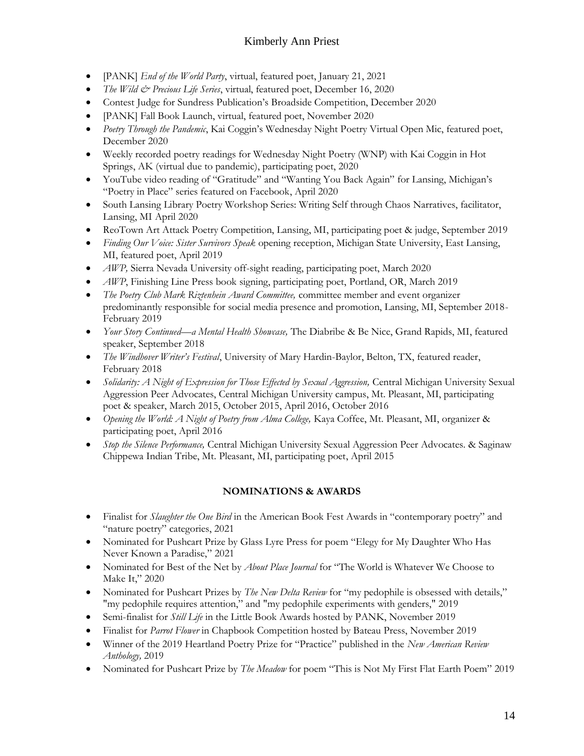- [PANK] *End of the World Party*, virtual, featured poet, January 21, 2021
- *The Wild & Precious Life Series*, virtual, featured poet, December 16, 2020
- Contest Judge for Sundress Publication's Broadside Competition, December 2020
- [PANK] Fall Book Launch, virtual, featured poet, November 2020
- *Poetry Through the Pandemic*, Kai Coggin's Wednesday Night Poetry Virtual Open Mic, featured poet, December 2020
- Weekly recorded poetry readings for Wednesday Night Poetry (WNP) with Kai Coggin in Hot Springs, AK (virtual due to pandemic), participating poet, 2020
- YouTube video reading of "Gratitude" and "Wanting You Back Again" for Lansing, Michigan's "Poetry in Place" series featured on Facebook, April 2020
- South Lansing Library Poetry Workshop Series: Writing Self through Chaos Narratives, facilitator, Lansing, MI April 2020
- ReoTown Art Attack Poetry Competition, Lansing, MI, participating poet & judge, September 2019
- *Finding Our Voice: Sister Survivors Speak* opening reception, Michigan State University, East Lansing, MI, featured poet, April 2019
- *AWP,* Sierra Nevada University off-sight reading, participating poet, March 2020
- *AWP*, Finishing Line Press book signing, participating poet, Portland, OR, March 2019
- *The Poetry Club Mark Riztenhein Award Committee,* committee member and event organizer predominantly responsible for social media presence and promotion, Lansing, MI, September 2018-February 2019
- *Your Story Continued—a Mental Health Showcase,* The Diabribe & Be Nice, Grand Rapids, MI, featured speaker, September 2018
- *The Windhover Writer's Festival*, University of Mary Hardin-Baylor, Belton, TX, featured reader, February 2018
- *Solidarity: A Night of Expression for Those Effected by Sexual Aggression,* Central Michigan University Sexual Aggression Peer Advocates, Central Michigan University campus, Mt. Pleasant, MI, participating poet & speaker, March 2015, October 2015, April 2016, October 2016
- *Opening the World: A Night of Poetry from Alma College,* Kaya Coffee, Mt. Pleasant, MI, organizer & participating poet, April 2016
- *Stop the Silence Performance,* Central Michigan University Sexual Aggression Peer Advocates. & Saginaw Chippewa Indian Tribe, Mt. Pleasant, MI, participating poet, April 2015

## NOMINATIONS & AWARDS

- Finalist for *Slaughter the One Bird* in the American Book Fest Awards in "contemporary poetry" and "nature poetry" categories, 2021
- Nominated for Pushcart Prize by Glass Lyre Press for poem "Elegy for My Daughter Who Has Never Known a Paradise," 2021
- Nominated for Best of the Net by *About Place Journal* for "The World is Whatever We Choose to Make It," 2020
- Nominated for Pushcart Prizes by *The New Delta Review* for "my pedophile is obsessed with details," "my pedophile requires attention," and "my pedophile experiments with genders," 2019
- Semi-finalist for *Still Life* in the Little Book Awards hosted by PANK, November 2019
- Finalist for *Parrot Flower* in Chapbook Competition hosted by Bateau Press, November 2019
- Winner of the 2019 Heartland Poetry Prize for "Practice" published in the *New American Review Anthology,* 2019
- Nominated for Pushcart Prize by *The Meadow* for poem "This is Not My First Flat Earth Poem" 2019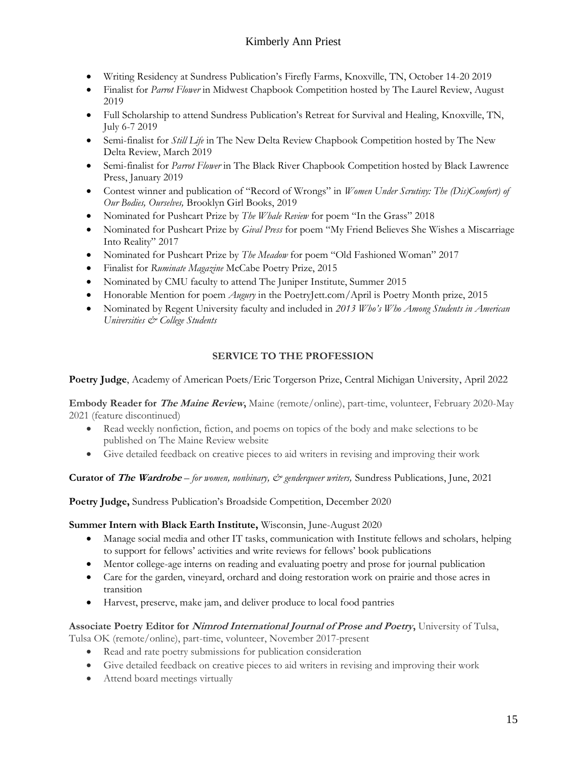- Writing Residency at Sundress Publication's Firefly Farms, Knoxville, TN, October 14-20 2019
- Finalist for *Parrot Flower* in Midwest Chapbook Competition hosted by The Laurel Review, August 2019
- Full Scholarship to attend Sundress Publication's Retreat for Survival and Healing, Knoxville, TN, July 6-7 2019
- Semi-finalist for *Still Life* in The New Delta Review Chapbook Competition hosted by The New Delta Review, March 2019
- Semi-finalist for *Parrot Flower* in The Black River Chapbook Competition hosted by Black Lawrence Press, January 2019
- Contest winner and publication of "Record of Wrongs" in *Women Under Scrutiny: The (Dis)Comfort) of Our Bodies, Ourselves,* Brooklyn Girl Books, 2019
- Nominated for Pushcart Prize by *The Whale Review* for poem "In the Grass" 2018
- Nominated for Pushcart Prize by *Gival Press* for poem "My Friend Believes She Wishes a Miscarriage Into Reality" 2017
- Nominated for Pushcart Prize by *The Meadow* for poem "Old Fashioned Woman" 2017
- Finalist for *Ruminate Magazine* McCabe Poetry Prize, 2015
- Nominated by CMU faculty to attend The Juniper Institute, Summer 2015
- Honorable Mention for poem *Augury* in the PoetryJett.com/April is Poetry Month prize, 2015
- Nominated by Regent University faculty and included in *2013 Who's Who Among Students in American Universities & College Students*

## SERVICE TO THE PROFESSION

**Poetry Judge**, Academy of American Poets/Eric Torgerson Prize, Central Michigan University, April 2022

**Embody Reader for *The Maine Review*,** Maine (remote/online), part-time, volunteer, February 2020-May 2021 (feature discontinued)

- Read weekly nonfiction, fiction, and poems on topics of the body and make selections to be published on The Maine Review website
- Give detailed feedback on creative pieces to aid writers in revising and improving their work

**Curator of *The Wardrobe*** – *for women, nonbinary, & genderqueer writers,* Sundress Publications, June, 2021

**Poetry Judge,** Sundress Publication's Broadside Competition, December 2020

**Summer Intern with Black Earth Institute,** Wisconsin, June-August 2020

- Manage social media and other IT tasks, communication with Institute fellows and scholars, helping to support for fellows' activities and write reviews for fellows' book publications
- Mentor college-age interns on reading and evaluating poetry and prose for journal publication
- Care for the garden, vineyard, orchard and doing restoration work on prairie and those acres in transition
- Harvest, preserve, make jam, and deliver produce to local food pantries

**Associate Poetry Editor for *Nimrod International Journal of Prose and Poetry*,** University of Tulsa, Tulsa OK (remote/online), part-time, volunteer, November 2017-present

- Read and rate poetry submissions for publication consideration
- Give detailed feedback on creative pieces to aid writers in revising and improving their work
- Attend board meetings virtually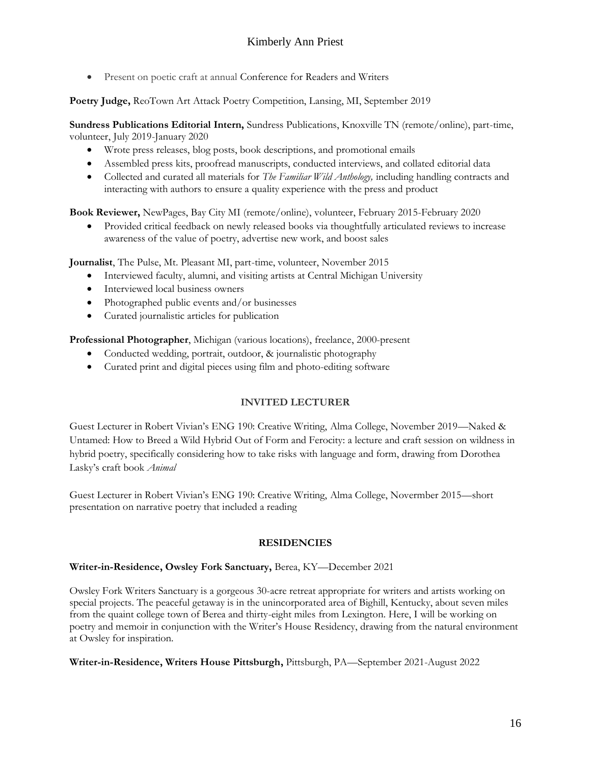- Present on poetic craft at annual Conference for Readers and Writers

**Poetry Judge,** ReoTown Art Attack Poetry Competition, Lansing, MI, September 2019

**Sundress Publications Editorial Intern,** Sundress Publications, Knoxville TN (remote/online), part-time, volunteer, July 2019-January 2020

- Wrote press releases, blog posts, book descriptions, and promotional emails
- Assembled press kits, proofread manuscripts, conducted interviews, and collated editorial data
- Collected and curated all materials for *The Familiar Wild Anthology,* including handling contracts and interacting with authors to ensure a quality experience with the press and product

**Book Reviewer,** NewPages, Bay City MI (remote/online), volunteer, February 2015-February 2020

- Provided critical feedback on newly released books via thoughtfully articulated reviews to increase awareness of the value of poetry, advertise new work, and boost sales

**Journalist**, The Pulse, Mt. Pleasant MI, part-time, volunteer, November 2015

- Interviewed faculty, alumni, and visiting artists at Central Michigan University
- Interviewed local business owners
- Photographed public events and/or businesses
- Curated journalistic articles for publication

**Professional Photographer**, Michigan (various locations), freelance, 2000-present

- Conducted wedding, portrait, outdoor, & journalistic photography
- Curated print and digital pieces using film and photo-editing software

## INVITED LECTURER

Guest Lecturer in Robert Vivian's ENG 190: Creative Writing, Alma College, November 2019—Naked & Untamed: How to Breed a Wild Hybrid Out of Form and Ferocity: a lecture and craft session on wildness in hybrid poetry, specifically considering how to take risks with language and form, drawing from Dorothea Lasky's craft book *Animal*

Guest Lecturer in Robert Vivian's ENG 190: Creative Writing, Alma College, Novermber 2015—short presentation on narrative poetry that included a reading

## RESIDENCIES

**Writer-in-Residence, Owsley Fork Sanctuary,** Berea, KY—December 2021

Owsley Fork Writers Sanctuary is a gorgeous 30-acre retreat appropriate for writers and artists working on special projects. The peaceful getaway is in the unincorporated area of Bighill, Kentucky, about seven miles from the quaint college town of Berea and thirty-eight miles from Lexington. Here, I will be working on poetry and memoir in conjunction with the Writer's House Residency, drawing from the natural environment at Owsley for inspiration.

**Writer-in-Residence, Writers House Pittsburgh,** Pittsburgh, PA—September 2021-August 2022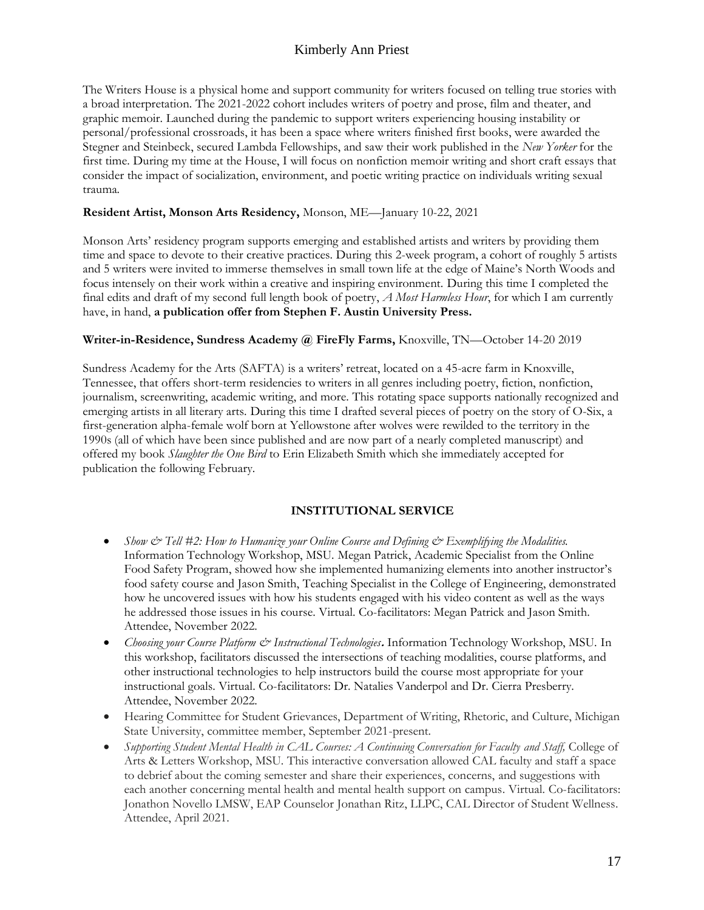The Writers House is a physical home and support community for writers focused on telling true stories with a broad interpretation. The 2021-2022 cohort includes writers of poetry and prose, film and theater, and graphic memoir. Launched during the pandemic to support writers experiencing housing instability or personal/professional crossroads, it has been a space where writers finished first books, were awarded the Stegner and Steinbeck, secured Lambda Fellowships, and saw their work published in the *New Yorker* for the first time. During my time at the House, I will focus on nonfiction memoir writing and short craft essays that consider the impact of socialization, environment, and poetic writing practice on individuals writing sexual trauma.

**Resident Artist, Monson Arts Residency,** Monson, ME—January 10-22, 2021

Monson Arts' residency program supports emerging and established artists and writers by providing them time and space to devote to their creative practices. During this 2-week program, a cohort of roughly 5 artists and 5 writers were invited to immerse themselves in small town life at the edge of Maine's North Woods and focus intensely on their work within a creative and inspiring environment. During this time I completed the final edits and draft of my second full length book of poetry, *A Most Harmless Hour*, for which I am currently have, in hand, **a publication offer from Stephen F. Austin University Press.**

**Writer-in-Residence, Sundress Academy @ FireFly Farms,** Knoxville, TN—October 14-20 2019

Sundress Academy for the Arts (SAFTA) is a writers' retreat, located on a 45-acre farm in Knoxville, Tennessee, that offers short-term residencies to writers in all genres including poetry, fiction, nonfiction, journalism, screenwriting, academic writing, and more. This rotating space supports nationally recognized and emerging artists in all literary arts. During this time I drafted several pieces of poetry on the story of O-Six, a first-generation alpha-female wolf born at Yellowstone after wolves were rewilded to the territory in the 1990s (all of which have been since published and are now part of a nearly completed manuscript) and offered my book *Slaughter the One Bird* to Erin Elizabeth Smith which she immediately accepted for publication the following February.

## INSTITUTIONAL SERVICE

- *Show & Tell #2: How to Humanize your Online Course and Defining & Exemplifying the Modalities.* Information Technology Workshop, MSU. Megan Patrick, Academic Specialist from the Online Food Safety Program, showed how she implemented humanizing elements into another instructor's food safety course and Jason Smith, Teaching Specialist in the College of Engineering, demonstrated how he uncovered issues with how his students engaged with his video content as well as the ways he addressed those issues in his course. Virtual. Co-facilitators: Megan Patrick and Jason Smith. Attendee, November 2022.
- *Choosing your Course Platform & Instructional Technologies***.** Information Technology Workshop, MSU. In this workshop, facilitators discussed the intersections of teaching modalities, course platforms, and other instructional technologies to help instructors build the course most appropriate for your instructional goals. Virtual. Co-facilitators: Dr. Natalies Vanderpol and Dr. Cierra Presberry. Attendee, November 2022.
- Hearing Committee for Student Grievances, Department of Writing, Rhetoric, and Culture, Michigan State University, committee member, September 2021-present.
- *Supporting Student Mental Health in CAL Courses: A Continuing Conversation for Faculty and Staff,* College of Arts & Letters Workshop, MSU. This interactive conversation allowed CAL faculty and staff a space to debrief about the coming semester and share their experiences, concerns, and suggestions with each other concerning mental health and mental health support on campus. Virtual. Co-facilitators: Jonathon Novello LMSW, EAP Counselor Jonathan Ritz, LLPC, CAL Director of Student Wellness. Attendee, April 2021.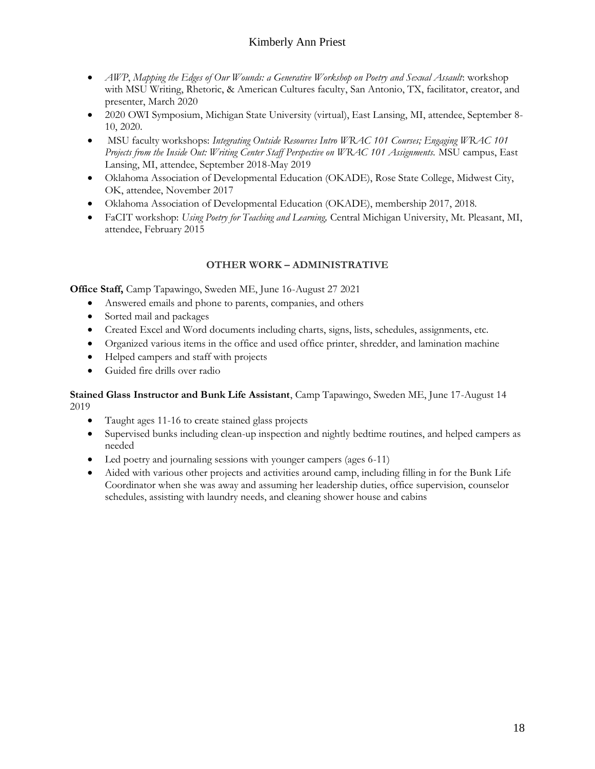- *AWP*, *Mapping the Edges of Our Wounds: a Generative Workshop on Poetry and Sexual Assault*: workshop with MSU Writing, Rhetoric, & American Cultures faculty, San Antonio, TX, facilitator, creator, and presenter, March 2020
- 2020 OWI Symposium, Michigan State University (virtual), East Lansing, MI, attendee, September 8-10, 2020.
- MSU faculty workshops: *Integrating Outside Resources Intro WRAC 101 Courses; Engaging WRAC 101 Projects from the Inside Out: Writing Center Staff Perspective on WRAC 101 Assignments.* MSU campus, East Lansing, MI, attendee, September 2018-May 2019
- Oklahoma Association of Developmental Education (OKADE), Rose State College, Midwest City, OK, attendee, November 2017
- Oklahoma Association of Developmental Education (OKADE), membership 2017, 2018.
- FaCIT workshop: *Using Poetry for Teaching and Learning,* Central Michigan University, Mt. Pleasant, MI, attendee, February 2015

## OTHER WORK – ADMINISTRATIVE

**Office Staff,** Camp Tapawingo, Sweden ME, June 16-August 27 2021

- Answered emails and phone to parents, companies, and others
- Sorted mail and packages
- Created Excel and Word documents including charts, signs, lists, schedules, assignments, etc.
- Organized various items in the office and used office printer, shredder, and lamination machine
- Helped campers and staff with projects
- Guided fire drills over radio

**Stained Glass Instructor and Bunk Life Assistant**, Camp Tapawingo, Sweden ME, June 17-August 14 2019

- Taught ages 11-16 to create stained glass projects
- Supervised bunks including clean-up inspection and nightly bedtime routines, and helped campers as needed
- Led poetry and journaling sessions with younger campers (ages 6-11)
- Aided with various other projects and activities around camp, including filling in for the Bunk Life Coordinator when she was away and assuming her leadership duties, office supervision, counselor schedules, assisting with laundry needs, and cleaning shower house and cabins